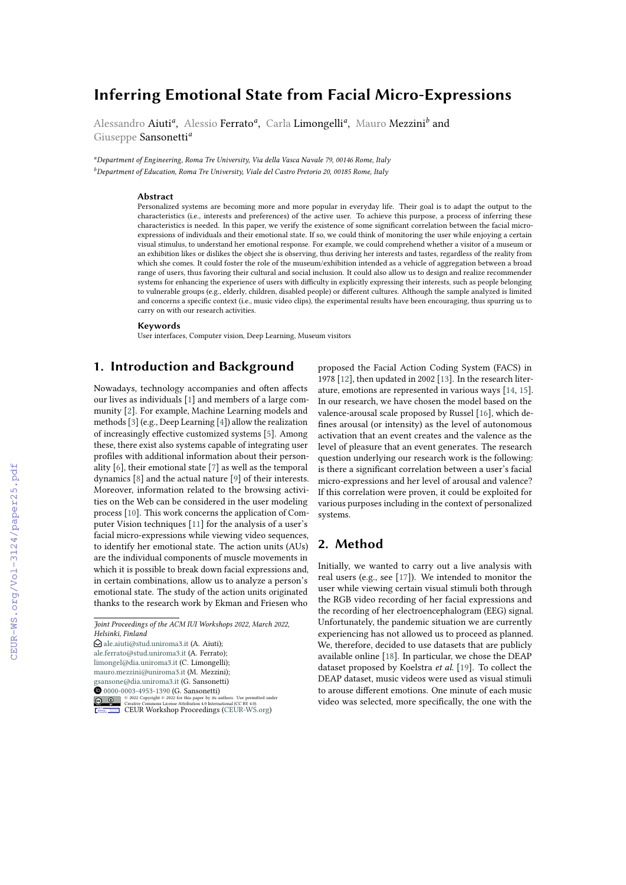# Inferring Emotional State from Facial Micro-Expressions

Alessandro Aiuti[a], Alessio Ferrato[a], Carla Limongelli[a], Mauro Mezzini[b] and Giuseppe Sansonetti[a]

[a] *Department of Engineering, Roma Tre University, Via della Vasca Navale 79, 00146 Rome, Italy*
[b] *Department of Education, Roma Tre University, Viale del Castro Pretorio 20, 00185 Rome, Italy*

### Abstract

Personalized systems are becoming more and more popular in everyday life. Their goal is to adapt the output to the characteristics (i.e., interests and preferences) of the active user. To achieve this purpose, a process of inferring these characteristics is needed. In this paper, we verify the existence of some significant correlation between the facial micro-expressions of individuals and their emotional state. If so, we could think of monitoring the user while enjoying a certain visual stimulus, to understand her emotional response. For example, we could comprehend whether a visitor of a museum or an exhibition likes or dislikes the object she is observing, thus deriving her interests and tastes, regardless of the reality from which she comes. It could foster the role of the museum/exhibition intended as a vehicle of aggregation between a broad range of users, thus favoring their cultural and social inclusion. It could also allow us to design and realize recommender systems for enhancing the experience of users with difficulty in explicitly expressing their interests, such as people belonging to vulnerable groups (e.g., elderly, children, disabled people) or different cultures. Although the sample analyzed is limited and concerns a specific context (i.e., music video clips), the experimental results have been encouraging, thus spurring us to carry on with our research activities.

### Keywords

User interfaces, Computer vision, Deep Learning, Museum visitors

## 1. Introduction and Background

Nowadays, technology accompanies and often affects our lives as individuals [1] and members of a large community [2]. For example, Machine Learning models and methods [3] (e.g., Deep Learning [4]) allow the realization of increasingly effective customized systems [5]. Among these, there exist also systems capable of integrating user profiles with additional information about their personality [6], their emotional state [7] as well as the temporal dynamics [8] and the actual nature [9] of their interests. Moreover, information related to the browsing activities on the Web can be considered in the user modeling process [10]. This work concerns the application of Computer Vision techniques [11] for the analysis of a user's facial micro-expressions while viewing video sequences, to identify her emotional state. The action units (AUs) are the individual components of muscle movements in which it is possible to break down facial expressions and, in certain combinations, allow us to analyze a person's emotional state. The study of the action units originated thanks to the research work by Ekman and Friesen who proposed the Facial Action Coding System (FACS) in 1978 [12], then updated in 2002 [13]. In the research literature, emotions are represented in various ways [14, 15]. In our research, we have chosen the model based on the valence-arousal scale proposed by Russel [16], which defines arousal (or intensity) as the level of autonomous activation that an event creates and the valence as the level of pleasure that an event generates. The research question underlying our research work is the following: is there a significant correlation between a user's facial micro-expressions and her level of arousal and valence? If this correlation were proven, it could be exploited for various purposes including in the context of personalized systems.

## 2. Method

Initially, we wanted to carry out a live analysis with real users (e.g., see [17]). We intended to monitor the user while viewing certain visual stimuli both through the RGB video recording of her facial expressions and the recording of her electroencephalogram (EEG) signal. Unfortunately, the pandemic situation we are currently experiencing has not allowed us to proceed as planned. We, therefore, decided to use datasets that are publicly available online [18]. In particular, we chose the DEAP dataset proposed by Koelstra *et al.* [19]. To collect the DEAP dataset, music videos were used as visual stimuli to arouse different emotions. One minute of each music video was selected, more specifically, the one with the

---

*Joint Proceedings of the ACM IUI Workshops 2022, March 2022, Helsinki, Finland*
ale.aiuti@stud.uniroma3.it (A. Aiuti); ale.ferrato@stud.uniroma3.it (A. Ferrato); limongel@dia.uniroma3.it (C. Limongelli); mauro.mezzini@uniroma3.it (M. Mezzini); gsansone@dia.uniroma3.it (G. Sansonetti)
0000-0003-4953-1390 (G. Sansonetti)
© 2022 Copyright © 2022 for this paper by its authors. Use permitted under Creative Commons License Attribution 4.0 International (CC BY 4.0).
CEUR Workshop Proceedings (CEUR-WS.org)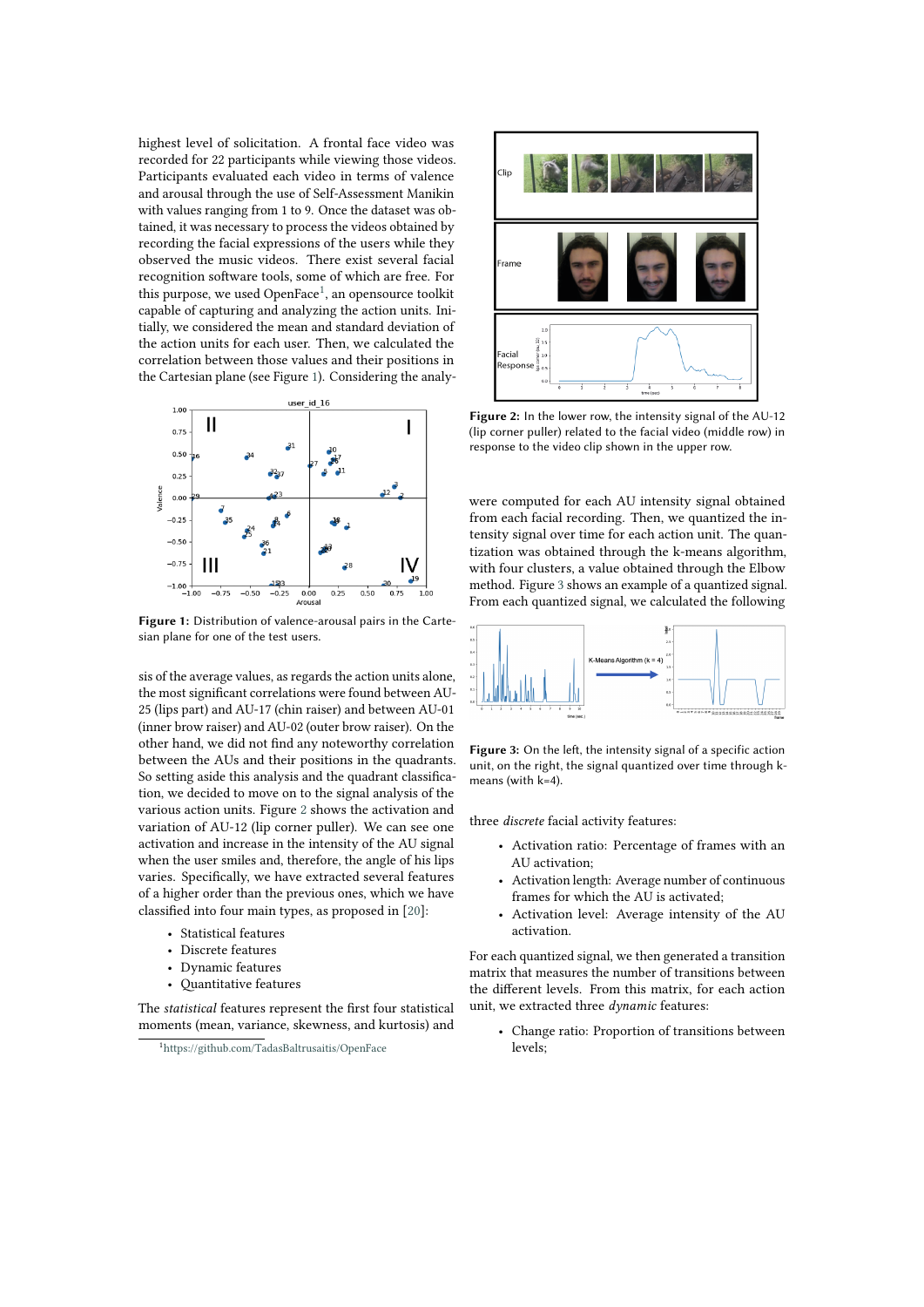highest level of solicitation. A frontal face video was recorded for 22 participants while viewing those videos. Participants evaluated each video in terms of valence and arousal through the use of Self-Assessment Manikin with values ranging from 1 to 9. Once the dataset was obtained, it was necessary to process the videos obtained by recording the facial expressions of the users while they observed the music videos. There exist several facial recognition software tools, some of which are free. For this purpose, we used OpenFace[1], an opensource toolkit capable of capturing and analyzing the action units. Initially, we considered the mean and standard deviation of the action units for each user. Then, we calculated the correlation between those values and their positions in the Cartesian plane (see Figure 1). Considering the analysis of the average values, as regards the action units alone, the most significant correlations were found between AU-25 (lips part) and AU-17 (chin raiser) and between AU-01 (inner brow raiser) and AU-02 (outer brow raiser). On the other hand, we did not find any noteworthy correlation between the AUs and their positions in the quadrants. So setting aside this analysis and the quadrant classification, we decided to move on to the signal analysis of the various action units. Figure 2 shows the activation and variation of AU-12 (lip corner puller). We can see one activation and increase in the intensity of the AU signal when the user smiles and, therefore, the angle of his lips varies. Specifically, we have extracted several features of a higher order than the previous ones, which we have classified into four main types, as proposed in [20]:

Figure 1: Distribution of valence-arousal pairs in the Cartesian plane for one of the test users.

- Statistical features
- Discrete features
- Dynamic features
- Quantitative features

The *statistical* features represent the first four statistical moments (mean, variance, skewness, and kurtosis) and were computed for each AU intensity signal obtained from each facial recording. Then, we quantized the intensity signal over time for each action unit. The quantization was obtained through the k-means algorithm, with four clusters, a value obtained through the Elbow method. Figure 3 shows an example of a quantized signal. From each quantized signal, we calculated the following three *discrete* facial activity features:

Figure 2: In the lower row, the intensity signal of the AU-12 (lip corner puller) related to the facial video (middle row) in response to the video clip shown in the upper row.

Figure 3: On the left, the intensity signal of a specific action unit, on the right, the signal quantized over time through k-means (with k=4).

- Activation ratio: Percentage of frames with an AU activation;
- Activation length: Average number of continuous frames for which the AU is activated;
- Activation level: Average intensity of the AU activation.

For each quantized signal, we then generated a transition matrix that measures the number of transitions between the different levels. From this matrix, for each action unit, we extracted three *dynamic* features:

- Change ratio: Proportion of transitions between levels;

[1] https://github.com/TadasBaltrusaitis/OpenFace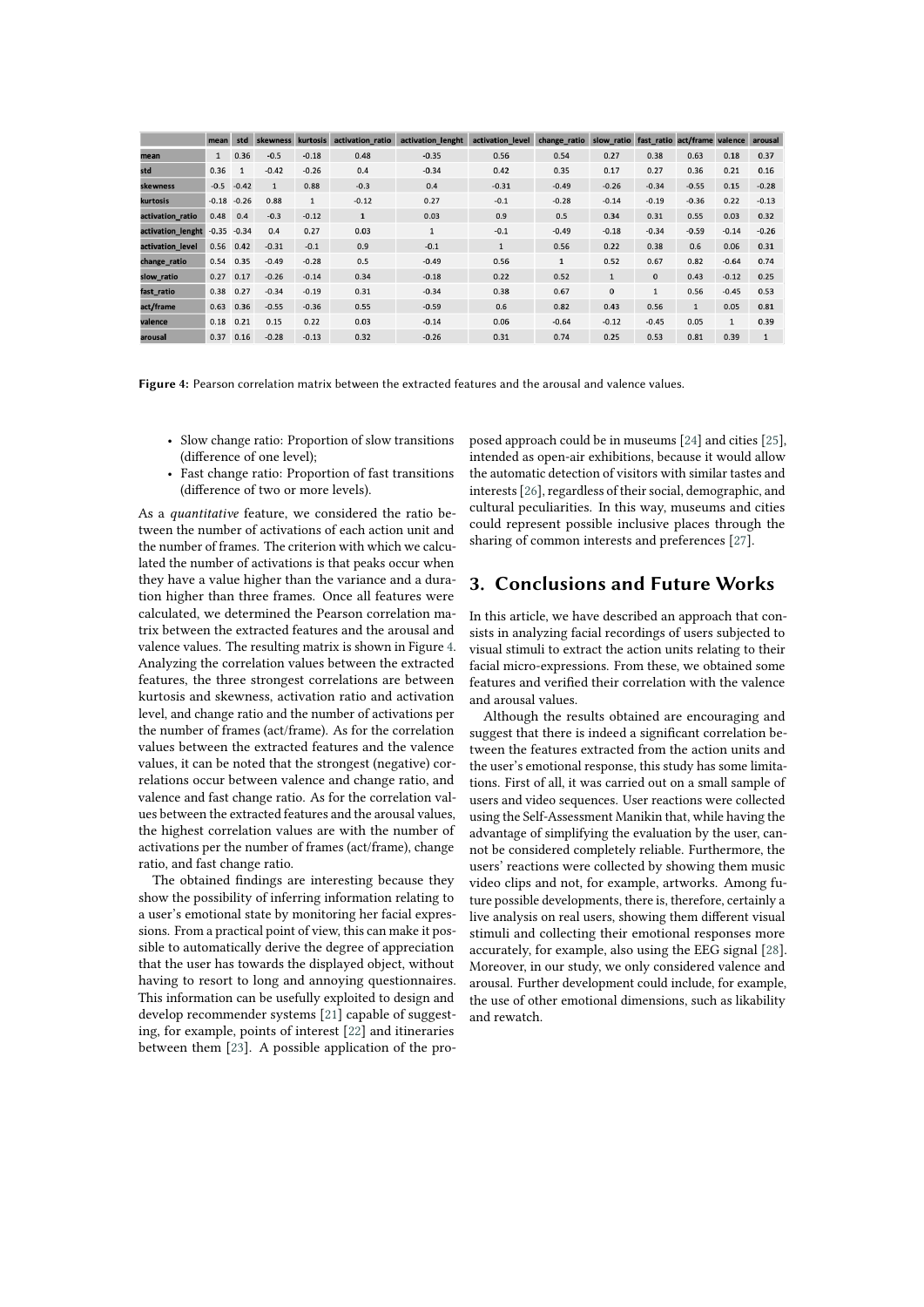|  | mean | std | skewness | kurtosis | activation_ratio | activation_lenght | activation_level | change_ratio | slow_ratio | fast_ratio | act/frame | valence | arousal |
|---|---|---|---|---|---|---|---|---|---|---|---|---|---|
| mean | 1 | 0.36 | -0.5 | -0.18 | 0.48 | -0.35 | 0.56 | 0.54 | 0.27 | 0.38 | 0.63 | 0.18 | 0.37 |
| std | 0.36 | 1 | -0.42 | -0.26 | 0.4 | -0.34 | 0.42 | 0.35 | 0.17 | 0.27 | 0.36 | 0.21 | 0.16 |
| skewness | -0.5 | -0.42 | 1 | 0.88 | -0.3 | 0.4 | -0.31 | -0.49 | -0.26 | -0.34 | -0.55 | 0.15 | -0.28 |
| kurtosis | -0.18 | -0.26 | 0.88 | 1 | -0.12 | 0.27 | -0.1 | -0.28 | -0.14 | -0.19 | -0.36 | 0.22 | -0.13 |
| activation_ratio | 0.48 | 0.4 | -0.3 | -0.12 | 1 | 0.03 | 0.9 | 0.5 | 0.34 | 0.31 | 0.55 | 0.03 | 0.32 |
| activation_lenght | -0.35 | -0.34 | 0.4 | 0.27 | 0.03 | 1 | -0.1 | -0.49 | -0.18 | -0.34 | -0.59 | -0.14 | -0.26 |
| activation_level | 0.56 | 0.42 | -0.31 | -0.1 | 0.9 | -0.1 | 1 | 0.56 | 0.22 | 0.38 | 0.6 | 0.06 | 0.31 |
| change_ratio | 0.54 | 0.35 | -0.49 | -0.28 | 0.5 | -0.49 | 0.56 | 1 | 0.52 | 0.67 | 0.82 | -0.64 | 0.74 |
| slow_ratio | 0.27 | 0.17 | -0.26 | -0.14 | 0.34 | -0.18 | 0.22 | 0.52 | 1 | 0 | 0.43 | -0.12 | 0.25 |
| fast_ratio | 0.38 | 0.27 | -0.34 | -0.19 | 0.31 | -0.34 | 0.38 | 0.67 | 0 | 1 | 0.56 | -0.45 | 0.53 |
| act/frame | 0.63 | 0.36 | -0.55 | -0.36 | 0.55 | -0.59 | 0.6 | 0.82 | 0.43 | 0.56 | 1 | 0.05 | 0.81 |
| valence | 0.18 | 0.21 | 0.15 | 0.22 | 0.03 | -0.14 | 0.06 | -0.64 | -0.12 | -0.45 | 0.05 | 1 | 0.39 |
| arousal | 0.37 | 0.16 | -0.28 | -0.13 | 0.32 | -0.26 | 0.31 | 0.74 | 0.25 | 0.53 | 0.81 | 0.39 | 1 |

**Figure 4:** Pearson correlation matrix between the extracted features and the arousal and valence values.

- Slow change ratio: Proportion of slow transitions (difference of one level);
- Fast change ratio: Proportion of fast transitions (difference of two or more levels).

As a *quantitative* feature, we considered the ratio between the number of activations of each action unit and the number of frames. The criterion with which we calculated the number of activations is that peaks occur when they have a value higher than the variance and a duration higher than three frames. Once all features were calculated, we determined the Pearson correlation matrix between the extracted features and the arousal and valence values. The resulting matrix is shown in Figure 4. Analyzing the correlation values between the extracted features, the three strongest correlations are between kurtosis and skewness, activation ratio and activation level, and change ratio and the number of activations per the number of frames (act/frame). As for the correlation values between the extracted features and the valence values, it can be noted that the strongest (negative) correlations occur between valence and change ratio, and valence and fast change ratio. As for the correlation values between the extracted features and the arousal values, the highest correlation values are with the number of activations per the number of frames (act/frame), change ratio, and fast change ratio.

The obtained findings are interesting because they show the possibility of inferring information relating to a user's emotional state by monitoring her facial expressions. From a practical point of view, this can make it possible to automatically derive the degree of appreciation that the user has towards the displayed object, without having to resort to long and annoying questionnaires. This information can be usefully exploited to design and develop recommender systems [21] capable of suggesting, for example, points of interest [22] and itineraries between them [23]. A possible application of the proposed approach could be in museums [24] and cities [25], intended as open-air exhibitions, because it would allow the automatic detection of visitors with similar tastes and interests [26], regardless of their social, demographic, and cultural peculiarities. In this way, museums and cities could represent possible inclusive places through the sharing of common interests and preferences [27].

# 3. Conclusions and Future Works

In this article, we have described an approach that consists in analyzing facial recordings of users subjected to visual stimuli to extract the action units relating to their facial micro-expressions. From these, we obtained some features and verified their correlation with the valence and arousal values.

Although the results obtained are encouraging and suggest that there is indeed a significant correlation between the features extracted from the action units and the user's emotional response, this study has some limitations. First of all, it was carried out on a small sample of users and video sequences. User reactions were collected using the Self-Assessment Manikin that, while having the advantage of simplifying the evaluation by the user, cannot be considered completely reliable. Furthermore, the users' reactions were collected by showing them music video clips and not, for example, artworks. Among future possible developments, there is, therefore, certainly a live analysis on real users, showing them different visual stimuli and collecting their emotional responses more accurately, for example, also using the EEG signal [28]. Moreover, in our study, we only considered valence and arousal. Further development could include, for example, the use of other emotional dimensions, such as likability and rewatch.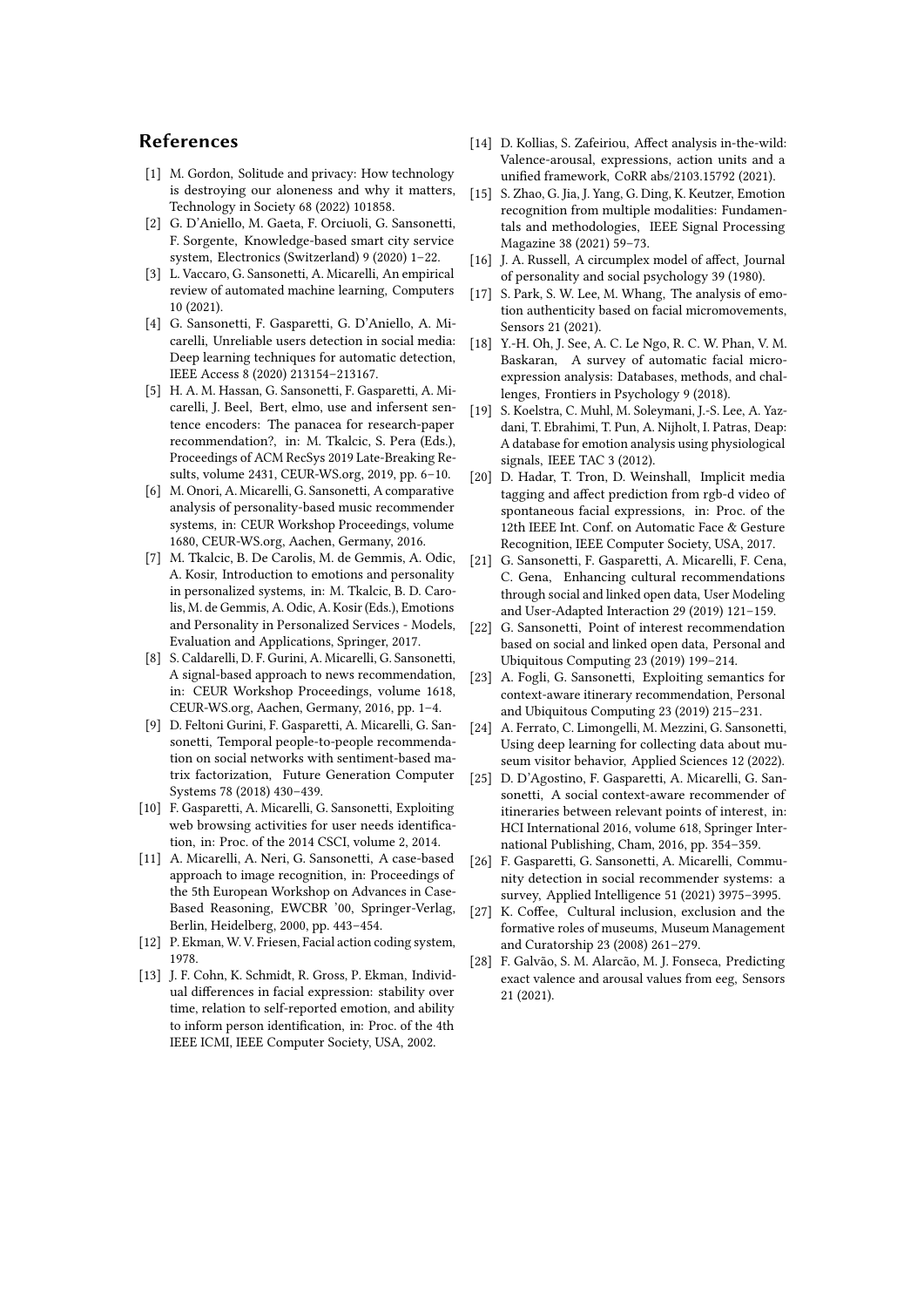## References

[1] M. Gordon, Solitude and privacy: How technology is destroying our aloneness and why it matters, Technology in Society 68 (2022) 101858.

[2] G. D'Aniello, M. Gaeta, F. Orciuoli, G. Sansonetti, F. Sorgente, Knowledge-based smart city service system, Electronics (Switzerland) 9 (2020) 1–22.

[3] L. Vaccaro, G. Sansonetti, A. Micarelli, An empirical review of automated machine learning, Computers 10 (2021).

[4] G. Sansonetti, F. Gasparetti, G. D'Aniello, A. Micarelli, Unreliable users detection in social media: Deep learning techniques for automatic detection, IEEE Access 8 (2020) 213154–213167.

[5] H. A. M. Hassan, G. Sansonetti, F. Gasparetti, A. Micarelli, J. Beel, Bert, elmo, use and infersent sentence encoders: The panacea for research-paper recommendation?, in: M. Tkalcic, S. Pera (Eds.), Proceedings of ACM RecSys 2019 Late-Breaking Results, volume 2431, CEUR-WS.org, 2019, pp. 6–10.

[6] M. Onori, A. Micarelli, G. Sansonetti, A comparative analysis of personality-based music recommender systems, in: CEUR Workshop Proceedings, volume 1680, CEUR-WS.org, Aachen, Germany, 2016.

[7] M. Tkalcic, B. De Carolis, M. de Gemmis, A. Odic, A. Kosir, Introduction to emotions and personality in personalized systems, in: M. Tkalcic, B. D. Carolis, M. de Gemmis, A. Odic, A. Kosir (Eds.), Emotions and Personality in Personalized Services - Models, Evaluation and Applications, Springer, 2017.

[8] S. Caldarelli, D. F. Gurini, A. Micarelli, G. Sansonetti, A signal-based approach to news recommendation, in: CEUR Workshop Proceedings, volume 1618, CEUR-WS.org, Aachen, Germany, 2016, pp. 1–4.

[9] D. Feltoni Gurini, F. Gasparetti, A. Micarelli, G. Sansonetti, Temporal people-to-people recommendation on social networks with sentiment-based matrix factorization, Future Generation Computer Systems 78 (2018) 430–439.

[10] F. Gasparetti, A. Micarelli, G. Sansonetti, Exploiting web browsing activities for user needs identification, in: Proc. of the 2014 CSCI, volume 2, 2014.

[11] A. Micarelli, A. Neri, G. Sansonetti, A case-based approach to image recognition, in: Proceedings of the 5th European Workshop on Advances in Case-Based Reasoning, EWCBR '00, Springer-Verlag, Berlin, Heidelberg, 2000, pp. 443–454.

[12] P. Ekman, W. V. Friesen, Facial action coding system, 1978.

[13] J. F. Cohn, K. Schmidt, R. Gross, P. Ekman, Individual differences in facial expression: stability over time, relation to self-reported emotion, and ability to inform person identification, in: Proc. of the 4th IEEE ICMI, IEEE Computer Society, USA, 2002.

[14] D. Kollias, S. Zafeiriou, Affect analysis in-the-wild: Valence-arousal, expressions, action units and a unified framework, CoRR abs/2103.15792 (2021).

[15] S. Zhao, G. Jia, J. Yang, G. Ding, K. Keutzer, Emotion recognition from multiple modalities: Fundamentals and methodologies, IEEE Signal Processing Magazine 38 (2021) 59–73.

[16] J. A. Russell, A circumplex model of affect, Journal of personality and social psychology 39 (1980).

[17] S. Park, S. W. Lee, M. Whang, The analysis of emotion authenticity based on facial micromovements, Sensors 21 (2021).

[18] Y.-H. Oh, J. See, A. C. Le Ngo, R. C. W. Phan, V. M. Baskaran, A survey of automatic facial micro-expression analysis: Databases, methods, and challenges, Frontiers in Psychology 9 (2018).

[19] S. Koelstra, C. Muhl, M. Soleymani, J.-S. Lee, A. Yazdani, T. Ebrahimi, T. Pun, A. Nijholt, I. Patras, Deap: A database for emotion analysis using physiological signals, IEEE TAC 3 (2012).

[20] D. Hadar, T. Tron, D. Weinshall, Implicit media tagging and affect prediction from rgb-d video of spontaneous facial expressions, in: Proc. of the 12th IEEE Int. Conf. on Automatic Face & Gesture Recognition, IEEE Computer Society, USA, 2017.

[21] G. Sansonetti, F. Gasparetti, A. Micarelli, F. Cena, C. Gena, Enhancing cultural recommendations through social and linked open data, User Modeling and User-Adapted Interaction 29 (2019) 121–159.

[22] G. Sansonetti, Point of interest recommendation based on social and linked open data, Personal and Ubiquitous Computing 23 (2019) 199–214.

[23] A. Fogli, G. Sansonetti, Exploiting semantics for context-aware itinerary recommendation, Personal and Ubiquitous Computing 23 (2019) 215–231.

[24] A. Ferrato, C. Limongelli, M. Mezzini, G. Sansonetti, Using deep learning for collecting data about museum visitor behavior, Applied Sciences 12 (2022).

[25] D. D'Agostino, F. Gasparetti, A. Micarelli, G. Sansonetti, A social context-aware recommender of itineraries between relevant points of interest, in: HCI International 2016, volume 618, Springer International Publishing, Cham, 2016, pp. 354–359.

[26] F. Gasparetti, G. Sansonetti, A. Micarelli, Community detection in social recommender systems: a survey, Applied Intelligence 51 (2021) 3975–3995.

[27] K. Coffee, Cultural inclusion, exclusion and the formative roles of museums, Museum Management and Curatorship 23 (2008) 261–279.

[28] F. Galvão, S. M. Alarcão, M. J. Fonseca, Predicting exact valence and arousal values from eeg, Sensors 21 (2021).